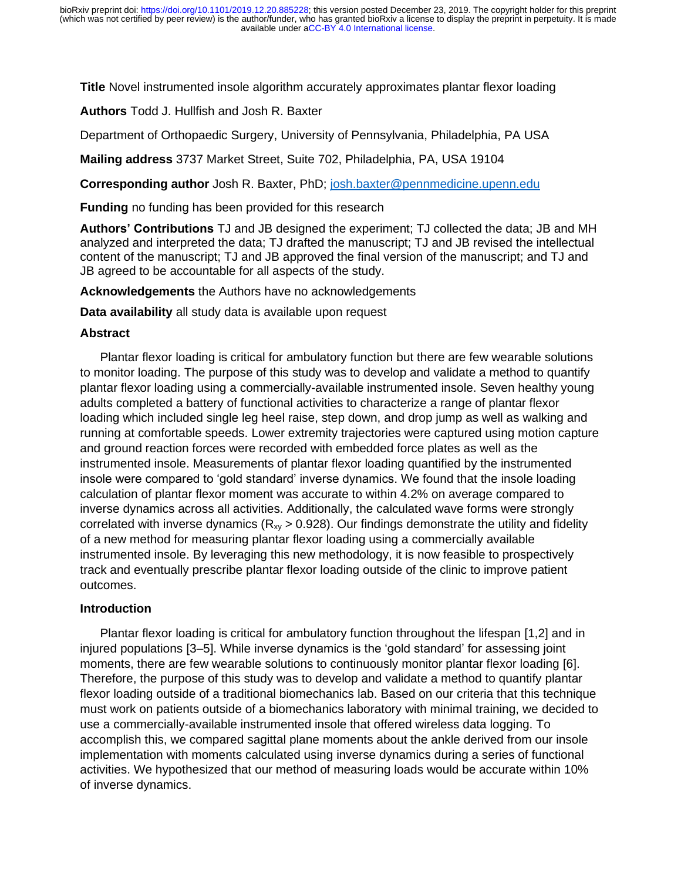**Title** Novel instrumented insole algorithm accurately approximates plantar flexor loading

**Authors** Todd J. Hullfish and Josh R. Baxter

Department of Orthopaedic Surgery, University of Pennsylvania, Philadelphia, PA USA

**Mailing address** 3737 Market Street, Suite 702, Philadelphia, PA, USA 19104

**Corresponding author** Josh R. Baxter, PhD; josh.baxter@pennmedicine.upenn.edu

**Funding** no funding has been provided for this research

**Authors' Contributions** TJ and JB designed the experiment; TJ collected the data; JB and MH analyzed and interpreted the data; TJ drafted the manuscript; TJ and JB revised the intellectual content of the manuscript; TJ and JB approved the final version of the manuscript; and TJ and JB agreed to be accountable for all aspects of the study.

**Acknowledgements** the Authors have no acknowledgements

**Data availability** all study data is available upon request

## Abstract

Plantar flexor loading is critical for ambulatory function but there are few wearable solutions to monitor loading. The purpose of this study was to develop and validate a method to quantify plantar flexor loading using a commercially-available instrumented insole. Seven healthy young adults completed a battery of functional activities to characterize a range of plantar flexor loading which included single leg heel raise, step down, and drop jump as well as walking and running at comfortable speeds. Lower extremity trajectories were captured using motion capture and ground reaction forces were recorded with embedded force plates as well as the instrumented insole. Measurements of plantar flexor loading quantified by the instrumented insole were compared to 'gold standard' inverse dynamics. We found that the insole loading calculation of plantar flexor moment was accurate to within 4.2% on average compared to inverse dynamics across all activities. Additionally, the calculated wave forms were strongly correlated with inverse dynamics ($R_{xy} > 0.928$). Our findings demonstrate the utility and fidelity of a new method for measuring plantar flexor loading using a commercially available instrumented insole. By leveraging this new methodology, it is now feasible to prospectively track and eventually prescribe plantar flexor loading outside of the clinic to improve patient outcomes.

## Introduction

Plantar flexor loading is critical for ambulatory function throughout the lifespan [1,2] and in injured populations [3–5]. While inverse dynamics is the 'gold standard' for assessing joint moments, there are few wearable solutions to continuously monitor plantar flexor loading [6]. Therefore, the purpose of this study was to develop and validate a method to quantify plantar flexor loading outside of a traditional biomechanics lab. Based on our criteria that this technique must work on patients outside of a biomechanics laboratory with minimal training, we decided to use a commercially-available instrumented insole that offered wireless data logging. To accomplish this, we compared sagittal plane moments about the ankle derived from our insole implementation with moments calculated using inverse dynamics during a series of functional activities. We hypothesized that our method of measuring loads would be accurate within 10% of inverse dynamics.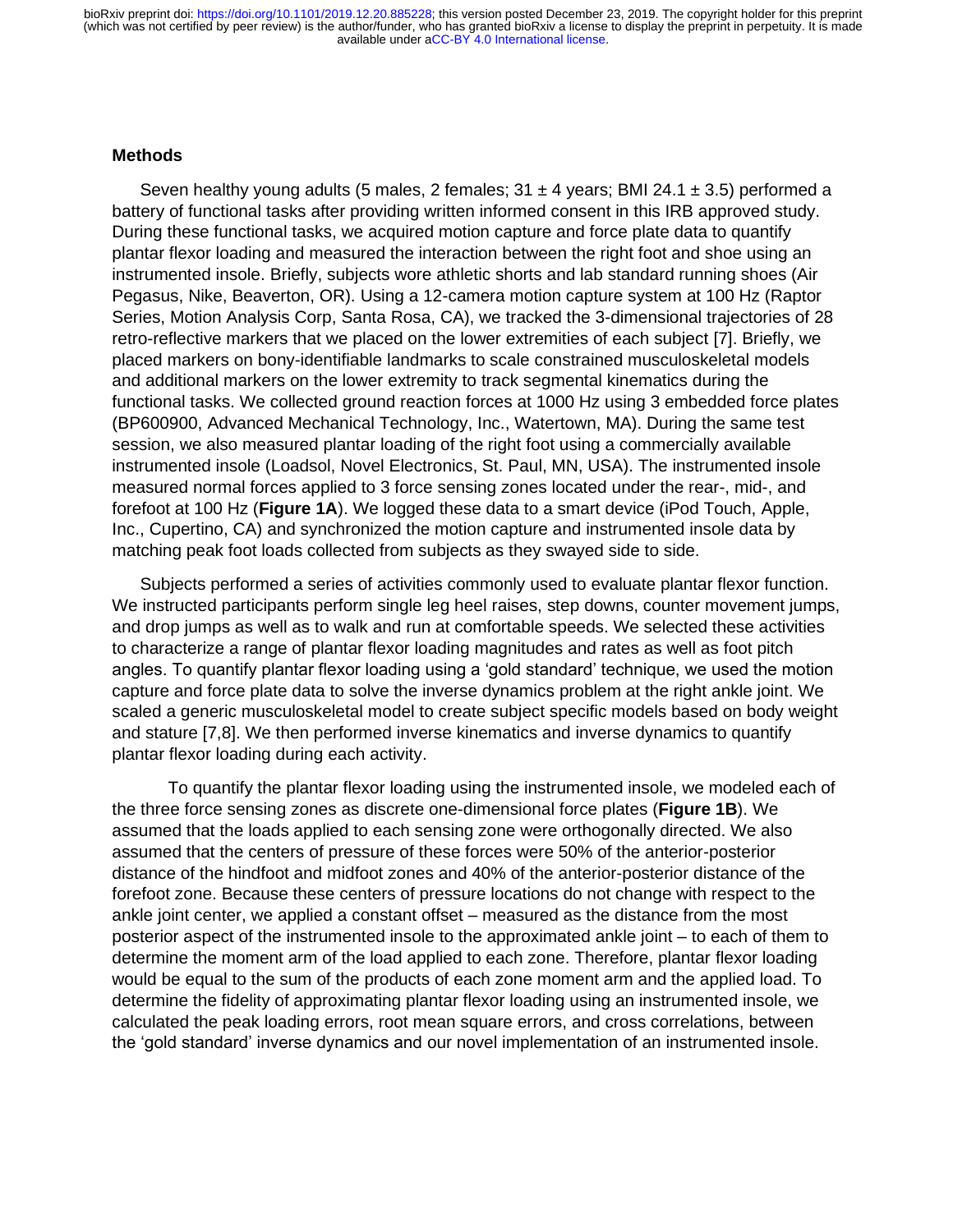## Methods

Seven healthy young adults (5 males, 2 females; 31 ± 4 years; BMI 24.1 ± 3.5) performed a battery of functional tasks after providing written informed consent in this IRB approved study. During these functional tasks, we acquired motion capture and force plate data to quantify plantar flexor loading and measured the interaction between the right foot and shoe using an instrumented insole. Briefly, subjects wore athletic shorts and lab standard running shoes (Air Pegasus, Nike, Beaverton, OR). Using a 12-camera motion capture system at 100 Hz (Raptor Series, Motion Analysis Corp, Santa Rosa, CA), we tracked the 3-dimensional trajectories of 28 retro-reflective markers that we placed on the lower extremities of each subject [7]. Briefly, we placed markers on bony-identifiable landmarks to scale constrained musculoskeletal models and additional markers on the lower extremity to track segmental kinematics during the functional tasks. We collected ground reaction forces at 1000 Hz using 3 embedded force plates (BP600900, Advanced Mechanical Technology, Inc., Watertown, MA). During the same test session, we also measured plantar loading of the right foot using a commercially available instrumented insole (Loadsol, Novel Electronics, St. Paul, MN, USA). The instrumented insole measured normal forces applied to 3 force sensing zones located under the rear-, mid-, and forefoot at 100 Hz (**Figure 1A**). We logged these data to a smart device (iPod Touch, Apple, Inc., Cupertino, CA) and synchronized the motion capture and instrumented insole data by matching peak foot loads collected from subjects as they swayed side to side.

Subjects performed a series of activities commonly used to evaluate plantar flexor function. We instructed participants perform single leg heel raises, step downs, counter movement jumps, and drop jumps as well as to walk and run at comfortable speeds. We selected these activities to characterize a range of plantar flexor loading magnitudes and rates as well as foot pitch angles. To quantify plantar flexor loading using a 'gold standard' technique, we used the motion capture and force plate data to solve the inverse dynamics problem at the right ankle joint. We scaled a generic musculoskeletal model to create subject specific models based on body weight and stature [7,8]. We then performed inverse kinematics and inverse dynamics to quantify plantar flexor loading during each activity.

To quantify the plantar flexor loading using the instrumented insole, we modeled each of the three force sensing zones as discrete one-dimensional force plates (**Figure 1B**). We assumed that the loads applied to each sensing zone were orthogonally directed. We also assumed that the centers of pressure of these forces were 50% of the anterior-posterior distance of the hindfoot and midfoot zones and 40% of the anterior-posterior distance of the forefoot zone. Because these centers of pressure locations do not change with respect to the ankle joint center, we applied a constant offset – measured as the distance from the most posterior aspect of the instrumented insole to the approximated ankle joint – to each of them to determine the moment arm of the load applied to each zone. Therefore, plantar flexor loading would be equal to the sum of the products of each zone moment arm and the applied load. To determine the fidelity of approximating plantar flexor loading using an instrumented insole, we calculated the peak loading errors, root mean square errors, and cross correlations, between the 'gold standard' inverse dynamics and our novel implementation of an instrumented insole.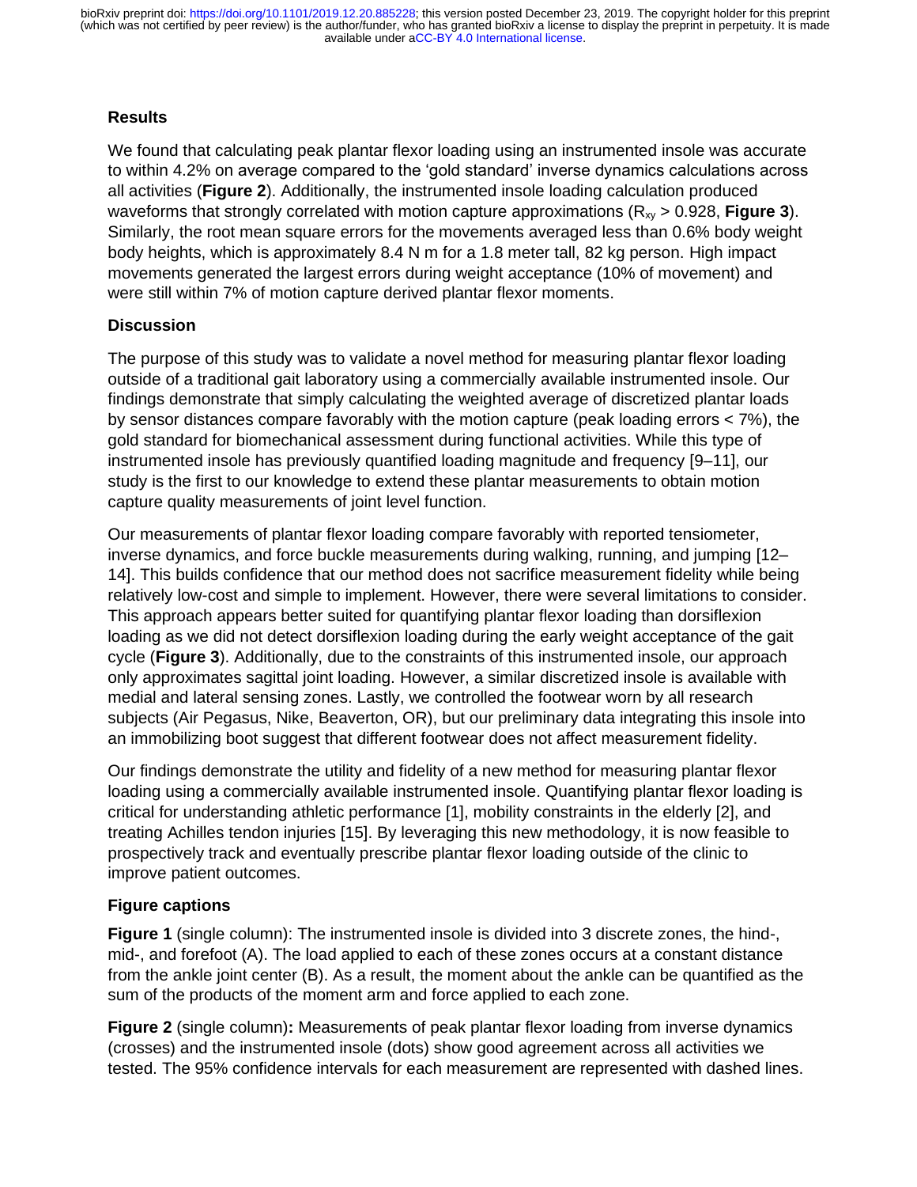## Results

We found that calculating peak plantar flexor loading using an instrumented insole was accurate to within 4.2% on average compared to the 'gold standard' inverse dynamics calculations across all activities (**Figure 2**). Additionally, the instrumented insole loading calculation produced waveforms that strongly correlated with motion capture approximations ($R_{xy} > 0.928$, **Figure 3**). Similarly, the root mean square errors for the movements averaged less than 0.6% body weight body heights, which is approximately 8.4 N m for a 1.8 meter tall, 82 kg person. High impact movements generated the largest errors during weight acceptance (10% of movement) and were still within 7% of motion capture derived plantar flexor moments.

## Discussion

The purpose of this study was to validate a novel method for measuring plantar flexor loading outside of a traditional gait laboratory using a commercially available instrumented insole. Our findings demonstrate that simply calculating the weighted average of discretized plantar loads by sensor distances compare favorably with the motion capture (peak loading errors < 7%), the gold standard for biomechanical assessment during functional activities. While this type of instrumented insole has previously quantified loading magnitude and frequency [9–11], our study is the first to our knowledge to extend these plantar measurements to obtain motion capture quality measurements of joint level function.

Our measurements of plantar flexor loading compare favorably with reported tensiometer, inverse dynamics, and force buckle measurements during walking, running, and jumping [12–14]. This builds confidence that our method does not sacrifice measurement fidelity while being relatively low-cost and simple to implement. However, there were several limitations to consider. This approach appears better suited for quantifying plantar flexor loading than dorsiflexion loading as we did not detect dorsiflexion loading during the early weight acceptance of the gait cycle (**Figure 3**). Additionally, due to the constraints of this instrumented insole, our approach only approximates sagittal joint loading. However, a similar discretized insole is available with medial and lateral sensing zones. Lastly, we controlled the footwear worn by all research subjects (Air Pegasus, Nike, Beaverton, OR), but our preliminary data integrating this insole into an immobilizing boot suggest that different footwear does not affect measurement fidelity.

Our findings demonstrate the utility and fidelity of a new method for measuring plantar flexor loading using a commercially available instrumented insole. Quantifying plantar flexor loading is critical for understanding athletic performance [1], mobility constraints in the elderly [2], and treating Achilles tendon injuries [15]. By leveraging this new methodology, it is now feasible to prospectively track and eventually prescribe plantar flexor loading outside of the clinic to improve patient outcomes.

## Figure captions

**Figure 1** (single column): The instrumented insole is divided into 3 discrete zones, the hind-, mid-, and forefoot (A). The load applied to each of these zones occurs at a constant distance from the ankle joint center (B). As a result, the moment about the ankle can be quantified as the sum of the products of the moment arm and force applied to each zone.

**Figure 2** (single column)**:** Measurements of peak plantar flexor loading from inverse dynamics (crosses) and the instrumented insole (dots) show good agreement across all activities we tested. The 95% confidence intervals for each measurement are represented with dashed lines.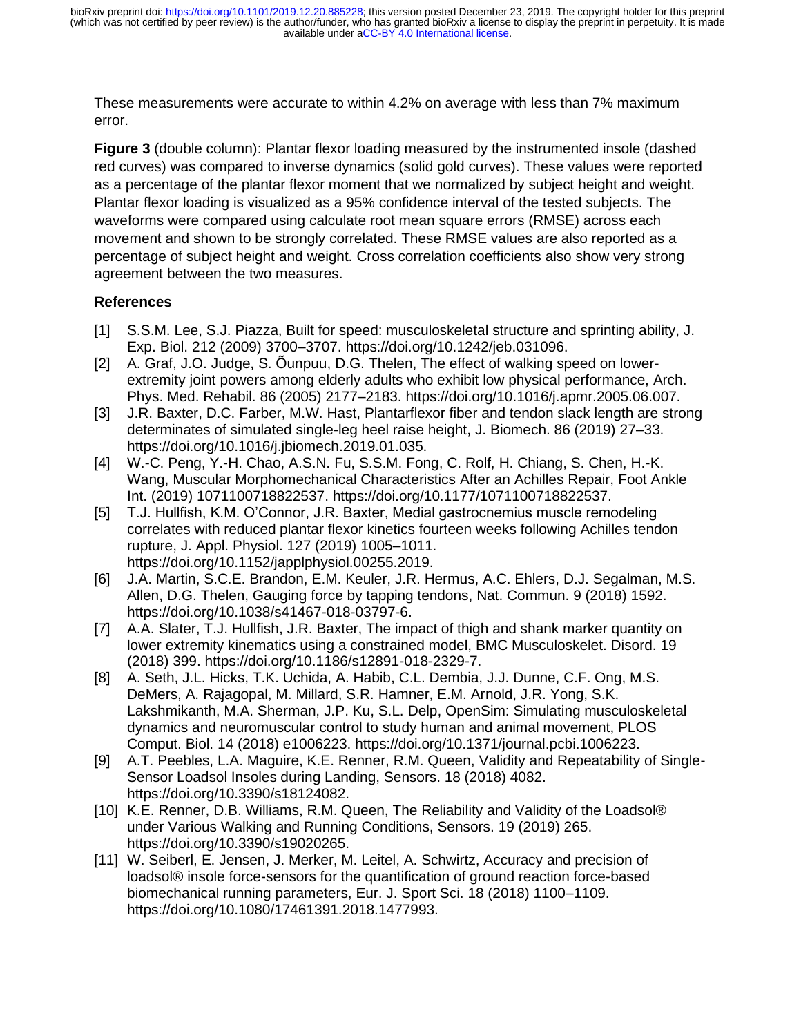These measurements were accurate to within 4.2% on average with less than 7% maximum error.

**Figure 3** (double column): Plantar flexor loading measured by the instrumented insole (dashed red curves) was compared to inverse dynamics (solid gold curves). These values were reported as a percentage of the plantar flexor moment that we normalized by subject height and weight. Plantar flexor loading is visualized as a 95% confidence interval of the tested subjects. The waveforms were compared using calculate root mean square errors (RMSE) across each movement and shown to be strongly correlated. These RMSE values are also reported as a percentage of subject height and weight. Cross correlation coefficients also show very strong agreement between the two measures.

### References

[1] S.S.M. Lee, S.J. Piazza, Built for speed: musculoskeletal structure and sprinting ability, J. Exp. Biol. 212 (2009) 3700–3707. https://doi.org/10.1242/jeb.031096.

[2] A. Graf, J.O. Judge, S. Õunpuu, D.G. Thelen, The effect of walking speed on lower-extremity joint powers among elderly adults who exhibit low physical performance, Arch. Phys. Med. Rehabil. 86 (2005) 2177–2183. https://doi.org/10.1016/j.apmr.2005.06.007.

[3] J.R. Baxter, D.C. Farber, M.W. Hast, Plantarflexor fiber and tendon slack length are strong determinates of simulated single-leg heel raise height, J. Biomech. 86 (2019) 27–33. https://doi.org/10.1016/j.jbiomech.2019.01.035.

[4] W.-C. Peng, Y.-H. Chao, A.S.N. Fu, S.S.M. Fong, C. Rolf, H. Chiang, S. Chen, H.-K. Wang, Muscular Morphomechanical Characteristics After an Achilles Repair, Foot Ankle Int. (2019) 1071100718822537. https://doi.org/10.1177/1071100718822537.

[5] T.J. Hullfish, K.M. O'Connor, J.R. Baxter, Medial gastrocnemius muscle remodeling correlates with reduced plantar flexor kinetics fourteen weeks following Achilles tendon rupture, J. Appl. Physiol. 127 (2019) 1005–1011. https://doi.org/10.1152/japplphysiol.00255.2019.

[6] J.A. Martin, S.C.E. Brandon, E.M. Keuler, J.R. Hermus, A.C. Ehlers, D.J. Segalman, M.S. Allen, D.G. Thelen, Gauging force by tapping tendons, Nat. Commun. 9 (2018) 1592. https://doi.org/10.1038/s41467-018-03797-6.

[7] A.A. Slater, T.J. Hullfish, J.R. Baxter, The impact of thigh and shank marker quantity on lower extremity kinematics using a constrained model, BMC Musculoskelet. Disord. 19 (2018) 399. https://doi.org/10.1186/s12891-018-2329-7.

[8] A. Seth, J.L. Hicks, T.K. Uchida, A. Habib, C.L. Dembia, J.J. Dunne, C.F. Ong, M.S. DeMers, A. Rajagopal, M. Millard, S.R. Hamner, E.M. Arnold, J.R. Yong, S.K. Lakshmikanth, M.A. Sherman, J.P. Ku, S.L. Delp, OpenSim: Simulating musculoskeletal dynamics and neuromuscular control to study human and animal movement, PLOS Comput. Biol. 14 (2018) e1006223. https://doi.org/10.1371/journal.pcbi.1006223.

[9] A.T. Peebles, L.A. Maguire, K.E. Renner, R.M. Queen, Validity and Repeatability of Single-Sensor Loadsol Insoles during Landing, Sensors. 18 (2018) 4082. https://doi.org/10.3390/s18124082.

[10] K.E. Renner, D.B. Williams, R.M. Queen, The Reliability and Validity of the Loadsol® under Various Walking and Running Conditions, Sensors. 19 (2019) 265. https://doi.org/10.3390/s19020265.

[11] W. Seiberl, E. Jensen, J. Merker, M. Leitel, A. Schwirtz, Accuracy and precision of loadsol® insole force-sensors for the quantification of ground reaction force-based biomechanical running parameters, Eur. J. Sport Sci. 18 (2018) 1100–1109. https://doi.org/10.1080/17461391.2018.1477993.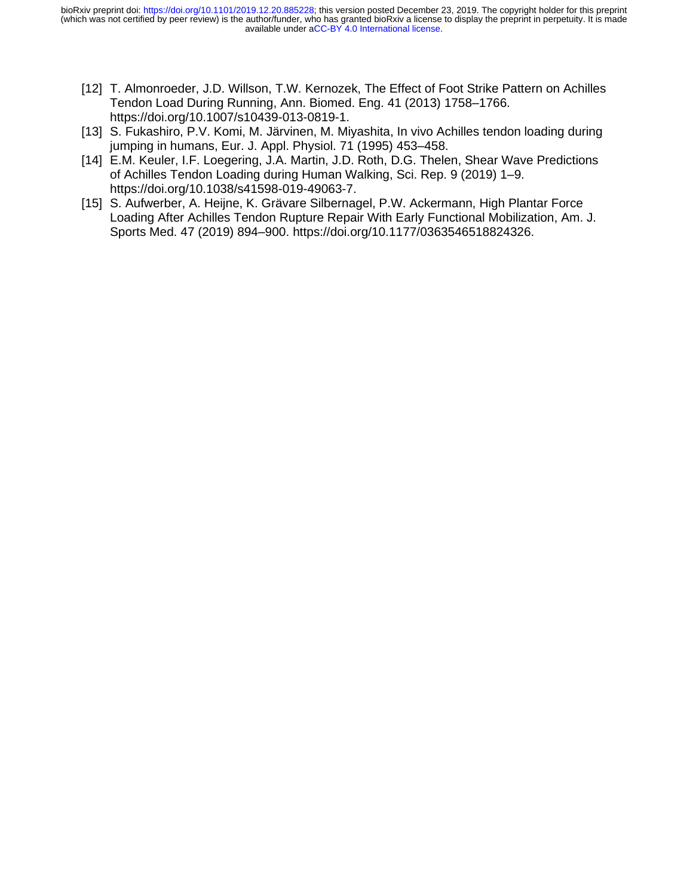[12] T. Almonroeder, J.D. Willson, T.W. Kernozek, The Effect of Foot Strike Pattern on Achilles Tendon Load During Running, Ann. Biomed. Eng. 41 (2013) 1758–1766. https://doi.org/10.1007/s10439-013-0819-1.

[13] S. Fukashiro, P.V. Komi, M. Järvinen, M. Miyashita, In vivo Achilles tendon loading during jumping in humans, Eur. J. Appl. Physiol. 71 (1995) 453–458.

[14] E.M. Keuler, I.F. Loegering, J.A. Martin, J.D. Roth, D.G. Thelen, Shear Wave Predictions of Achilles Tendon Loading during Human Walking, Sci. Rep. 9 (2019) 1–9. https://doi.org/10.1038/s41598-019-49063-7.

[15] S. Aufwerber, A. Heijne, K. Grävare Silbernagel, P.W. Ackermann, High Plantar Force Loading After Achilles Tendon Rupture Repair With Early Functional Mobilization, Am. J. Sports Med. 47 (2019) 894–900. https://doi.org/10.1177/0363546518824326.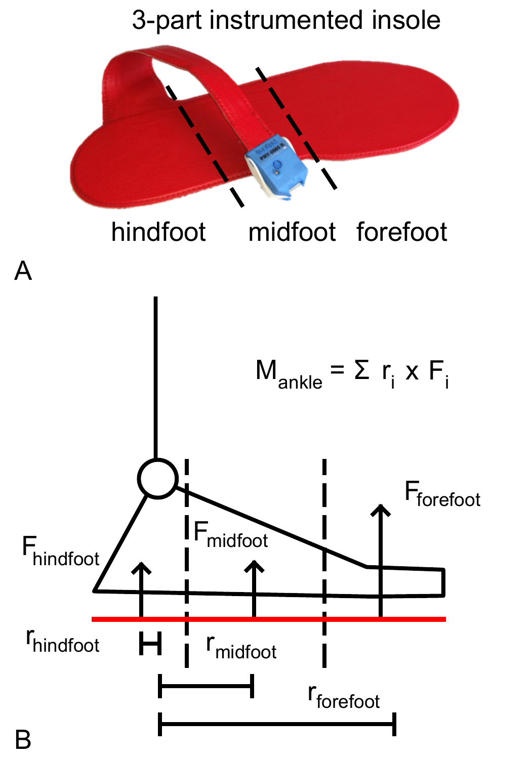3-part instrumented insole

hindfoot midfoot forefoot

A

$$M_{ankle} = \Sigma\ r_i \times F_i$$

$F_{hindfoot}$

$F_{midfoot}$

$F_{forefoot}$

$r_{hindfoot}$

$r_{midfoot}$

$r_{forefoot}$

B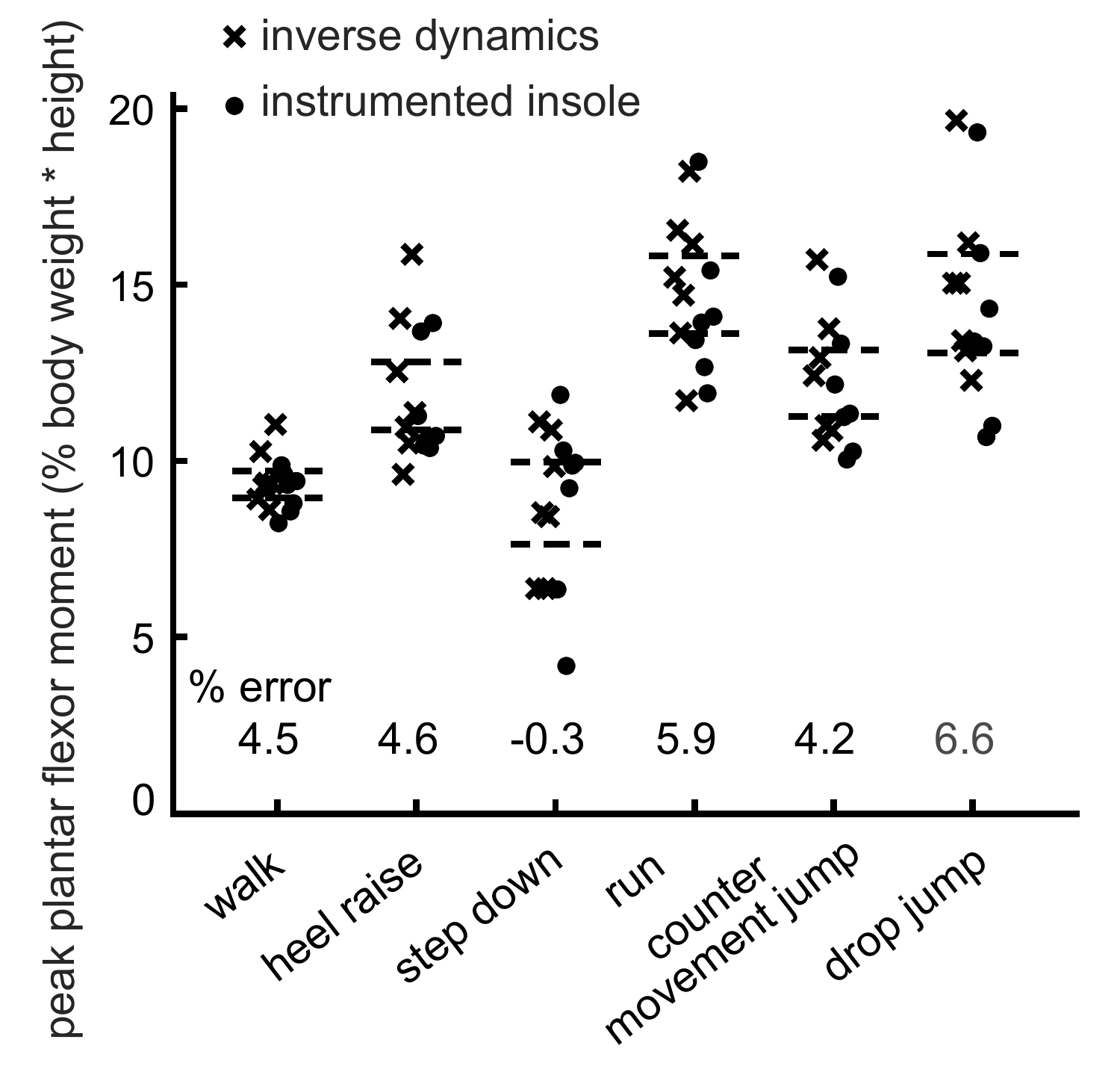× inverse dynamics
● instrumented insole

peak plantar flexor moment (% body weight * height)

% error

| walk | heel raise | step down | run | counter movement jump | drop jump |
|---|---|---|---|---|---|
| 4.5 | 4.6 | -0.3 | 5.9 | 4.2 | 6.6 |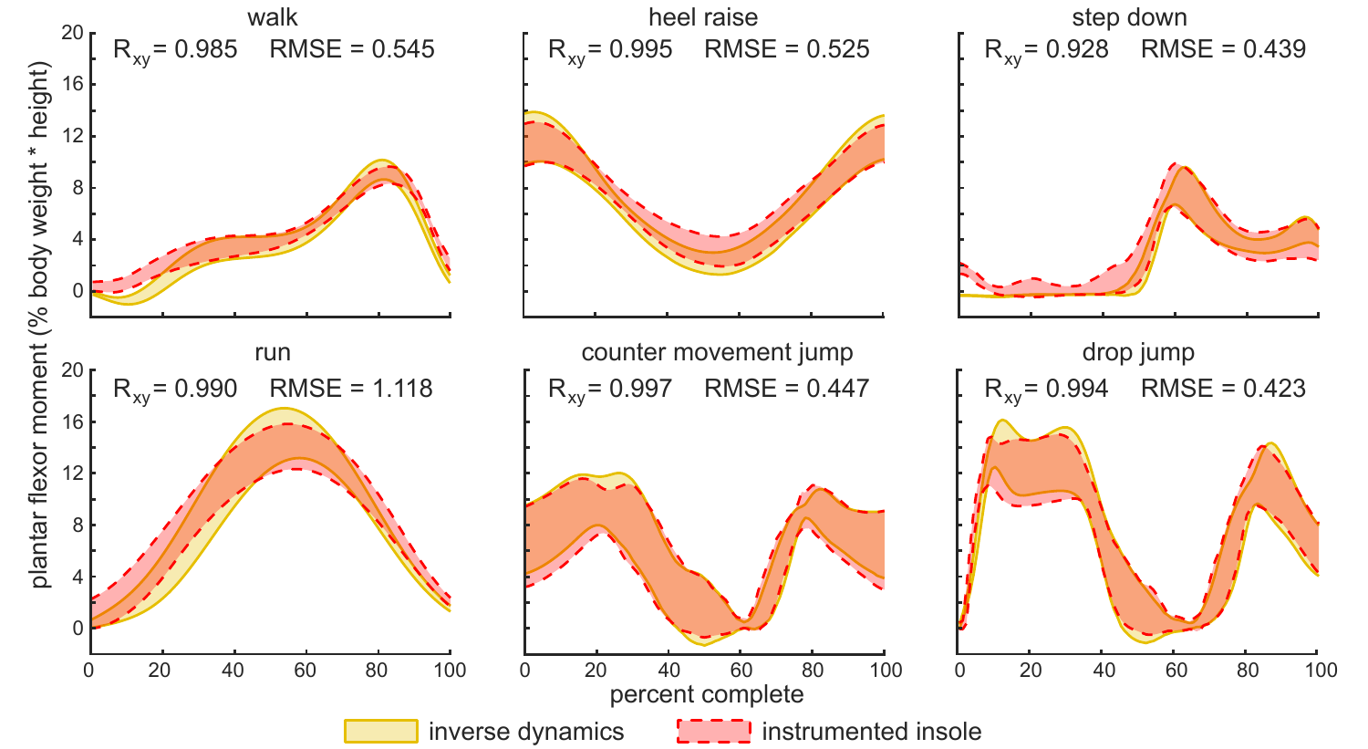walk

$R_{xy}$ = 0.985 RMSE = 0.545

heel raise

$R_{xy}$ = 0.995 RMSE = 0.525

step down

$R_{xy}$ = 0.928 RMSE = 0.439

run

$R_{xy}$ = 0.990 RMSE = 1.118

counter movement jump

$R_{xy}$ = 0.997 RMSE = 0.447

drop jump

$R_{xy}$ = 0.994 RMSE = 0.423

plantar flexor moment (% body weight * height)

0 4 8 12 16 20

percent complete

0 20 40 60 80 100

inverse dynamics

instrumented insole